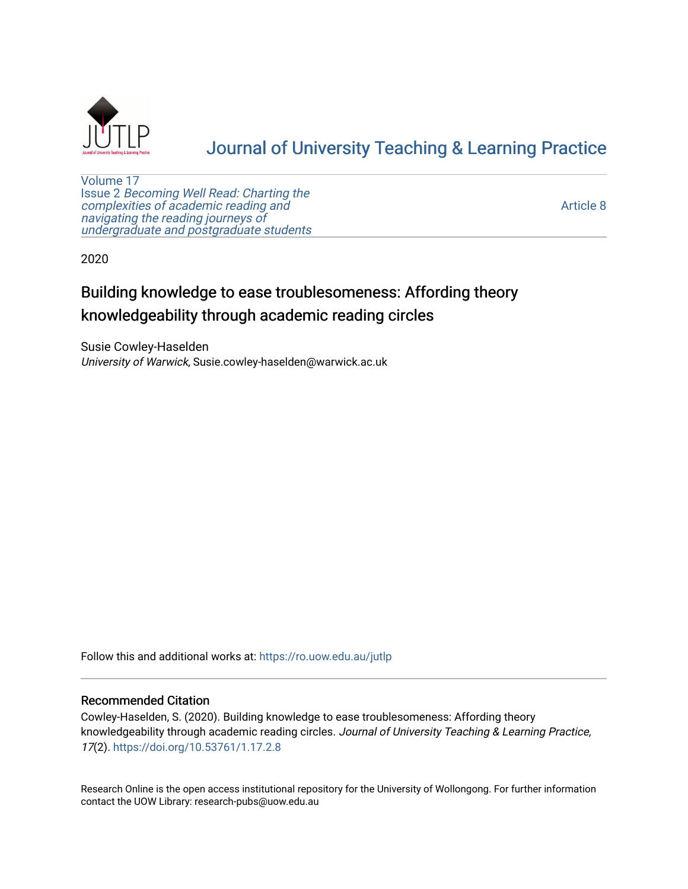[Journal of University Teaching & Learning Practice](https://ro.uow.edu.au/jutlp)

Volume 17
Issue 2 *Becoming Well Read: Charting the complexities of academic reading and navigating the reading journeys of undergraduate and postgraduate students*

Article 8

2020

# Building knowledge to ease troublesomeness: Affording theory knowledgeability through academic reading circles

Susie Cowley-Haselden
*University of Warwick*, Susie.cowley-haselden@warwick.ac.uk

Follow this and additional works at: https://ro.uow.edu.au/jutlp

## Recommended Citation

Cowley-Haselden, S. (2020). Building knowledge to ease troublesomeness: Affording theory knowledgeability through academic reading circles. *Journal of University Teaching & Learning Practice, 17*(2). https://doi.org/10.53761/1.17.2.8

Research Online is the open access institutional repository for the University of Wollongong. For further information contact the UOW Library: research-pubs@uow.edu.au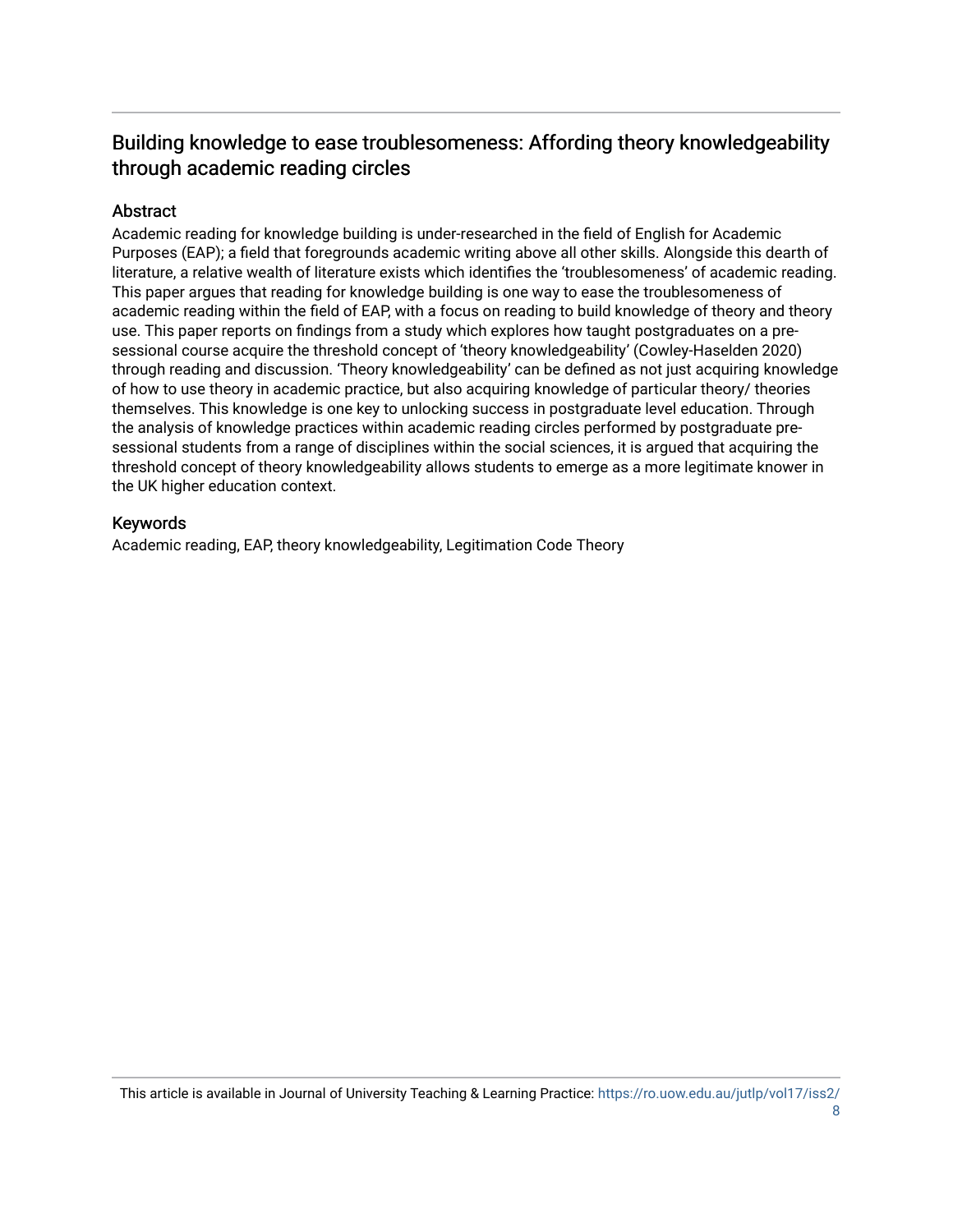# Building knowledge to ease troublesomeness: Affording theory knowledgeability through academic reading circles

## Abstract

Academic reading for knowledge building is under-researched in the field of English for Academic Purposes (EAP); a field that foregrounds academic writing above all other skills. Alongside this dearth of literature, a relative wealth of literature exists which identifies the 'troublesomeness' of academic reading. This paper argues that reading for knowledge building is one way to ease the troublesomeness of academic reading within the field of EAP, with a focus on reading to build knowledge of theory and theory use. This paper reports on findings from a study which explores how taught postgraduates on a pre-sessional course acquire the threshold concept of 'theory knowledgeability' (Cowley-Haselden 2020) through reading and discussion. 'Theory knowledgeability' can be defined as not just acquiring knowledge of how to use theory in academic practice, but also acquiring knowledge of particular theory/ theories themselves. This knowledge is one key to unlocking success in postgraduate level education. Through the analysis of knowledge practices within academic reading circles performed by postgraduate pre-sessional students from a range of disciplines within the social sciences, it is argued that acquiring the threshold concept of theory knowledgeability allows students to emerge as a more legitimate knower in the UK higher education context.

## Keywords

Academic reading, EAP, theory knowledgeability, Legitimation Code Theory

This article is available in Journal of University Teaching & Learning Practice: https://ro.uow.edu.au/jutlp/vol17/iss2/8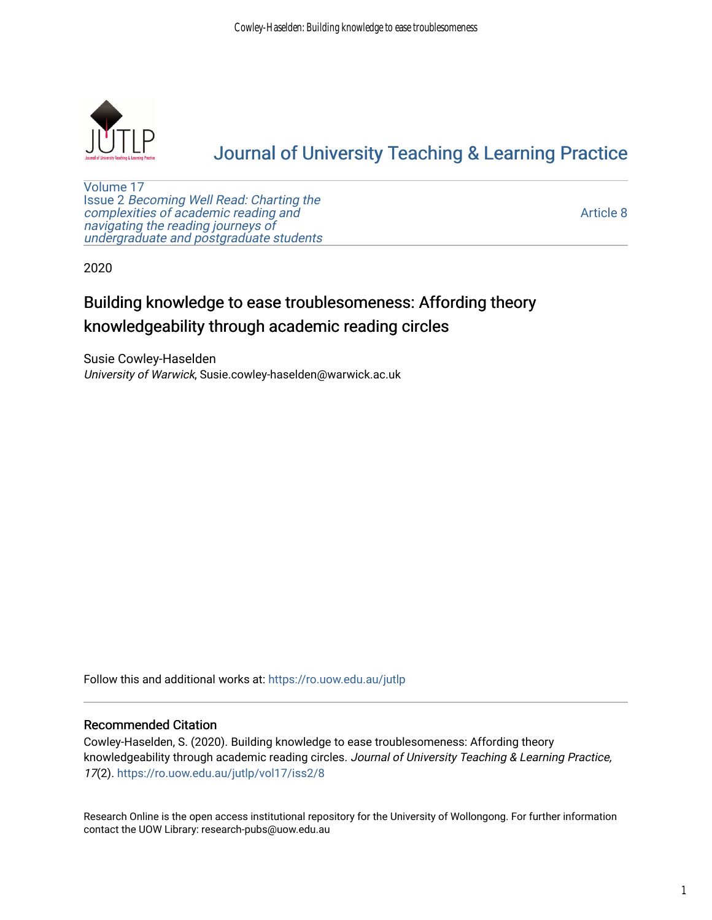[Journal of University Teaching & Learning Practice](https://ro.uow.edu.au/jutlp)

Volume 17
Issue 2 *Becoming Well Read: Charting the complexities of academic reading and navigating the reading journeys of undergraduate and postgraduate students*

Article 8

2020

# Building knowledge to ease troublesomeness: Affording theory knowledgeability through academic reading circles

Susie Cowley-Haselden
*University of Warwick*, Susie.cowley-haselden@warwick.ac.uk

Follow this and additional works at: https://ro.uow.edu.au/jutlp

## Recommended Citation

Cowley-Haselden, S. (2020). Building knowledge to ease troublesomeness: Affording theory knowledgeability through academic reading circles. *Journal of University Teaching & Learning Practice, 17*(2). https://ro.uow.edu.au/jutlp/vol17/iss2/8

Research Online is the open access institutional repository for the University of Wollongong. For further information contact the UOW Library: research-pubs@uow.edu.au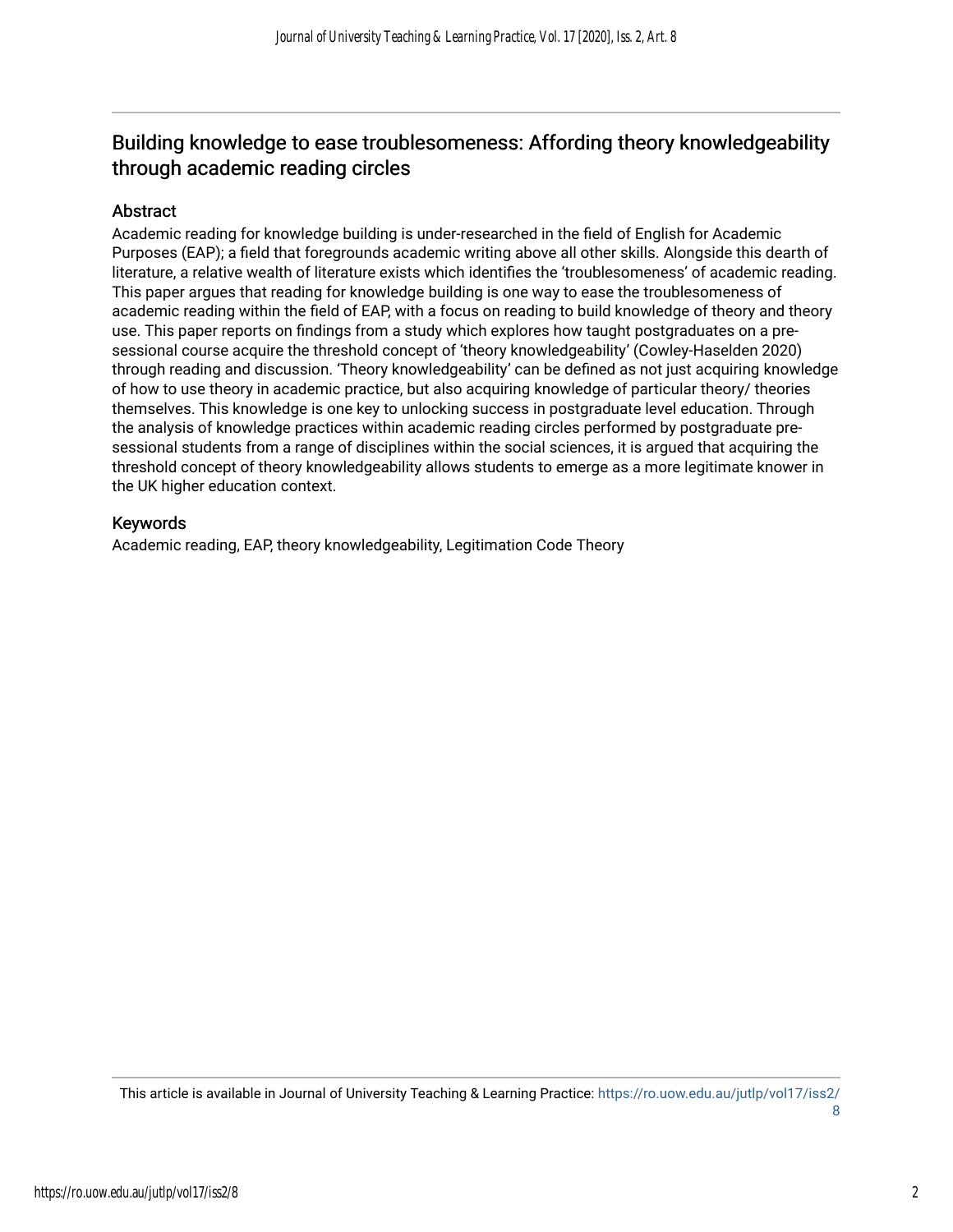## Building knowledge to ease troublesomeness: Affording theory knowledgeability through academic reading circles

### Abstract

Academic reading for knowledge building is under-researched in the field of English for Academic Purposes (EAP); a field that foregrounds academic writing above all other skills. Alongside this dearth of literature, a relative wealth of literature exists which identifies the 'troublesomeness' of academic reading. This paper argues that reading for knowledge building is one way to ease the troublesomeness of academic reading within the field of EAP, with a focus on reading to build knowledge of theory and theory use. This paper reports on findings from a study which explores how taught postgraduates on a pre-sessional course acquire the threshold concept of 'theory knowledgeability' (Cowley-Haselden 2020) through reading and discussion. 'Theory knowledgeability' can be defined as not just acquiring knowledge of how to use theory in academic practice, but also acquiring knowledge of particular theory/ theories themselves. This knowledge is one key to unlocking success in postgraduate level education. Through the analysis of knowledge practices within academic reading circles performed by postgraduate pre-sessional students from a range of disciplines within the social sciences, it is argued that acquiring the threshold concept of theory knowledgeability allows students to emerge as a more legitimate knower in the UK higher education context.

### Keywords

Academic reading, EAP, theory knowledgeability, Legitimation Code Theory

This article is available in Journal of University Teaching & Learning Practice: https://ro.uow.edu.au/jutlp/vol17/iss2/8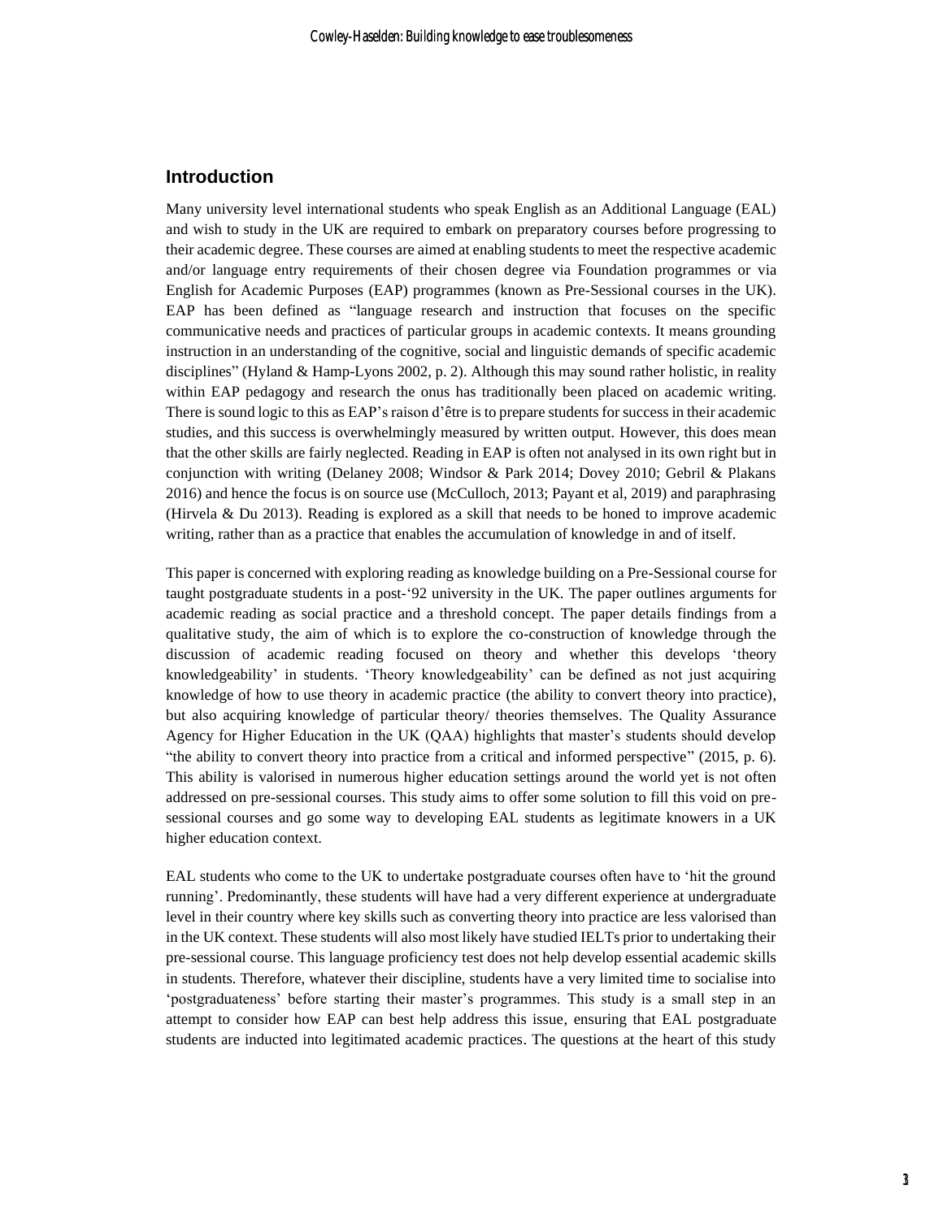## Introduction

Many university level international students who speak English as an Additional Language (EAL) and wish to study in the UK are required to embark on preparatory courses before progressing to their academic degree. These courses are aimed at enabling students to meet the respective academic and/or language entry requirements of their chosen degree via Foundation programmes or via English for Academic Purposes (EAP) programmes (known as Pre-Sessional courses in the UK). EAP has been defined as "language research and instruction that focuses on the specific communicative needs and practices of particular groups in academic contexts. It means grounding instruction in an understanding of the cognitive, social and linguistic demands of specific academic disciplines" (Hyland & Hamp-Lyons 2002, p. 2). Although this may sound rather holistic, in reality within EAP pedagogy and research the onus has traditionally been placed on academic writing. There is sound logic to this as EAP's raison d'être is to prepare students for success in their academic studies, and this success is overwhelmingly measured by written output. However, this does mean that the other skills are fairly neglected. Reading in EAP is often not analysed in its own right but in conjunction with writing (Delaney 2008; Windsor & Park 2014; Dovey 2010; Gebril & Plakans 2016) and hence the focus is on source use (McCulloch, 2013; Payant et al, 2019) and paraphrasing (Hirvela & Du 2013). Reading is explored as a skill that needs to be honed to improve academic writing, rather than as a practice that enables the accumulation of knowledge in and of itself.

This paper is concerned with exploring reading as knowledge building on a Pre-Sessional course for taught postgraduate students in a post-'92 university in the UK. The paper outlines arguments for academic reading as social practice and a threshold concept. The paper details findings from a qualitative study, the aim of which is to explore the co-construction of knowledge through the discussion of academic reading focused on theory and whether this develops 'theory knowledgeability' in students. 'Theory knowledgeability' can be defined as not just acquiring knowledge of how to use theory in academic practice (the ability to convert theory into practice), but also acquiring knowledge of particular theory/ theories themselves. The Quality Assurance Agency for Higher Education in the UK (QAA) highlights that master's students should develop "the ability to convert theory into practice from a critical and informed perspective" (2015, p. 6). This ability is valorised in numerous higher education settings around the world yet is not often addressed on pre-sessional courses. This study aims to offer some solution to fill this void on pre-sessional courses and go some way to developing EAL students as legitimate knowers in a UK higher education context.

EAL students who come to the UK to undertake postgraduate courses often have to 'hit the ground running'. Predominantly, these students will have had a very different experience at undergraduate level in their country where key skills such as converting theory into practice are less valorised than in the UK context. These students will also most likely have studied IELTs prior to undertaking their pre-sessional course. This language proficiency test does not help develop essential academic skills in students. Therefore, whatever their discipline, students have a very limited time to socialise into 'postgraduateness' before starting their master's programmes. This study is a small step in an attempt to consider how EAP can best help address this issue, ensuring that EAL postgraduate students are inducted into legitimated academic practices. The questions at the heart of this study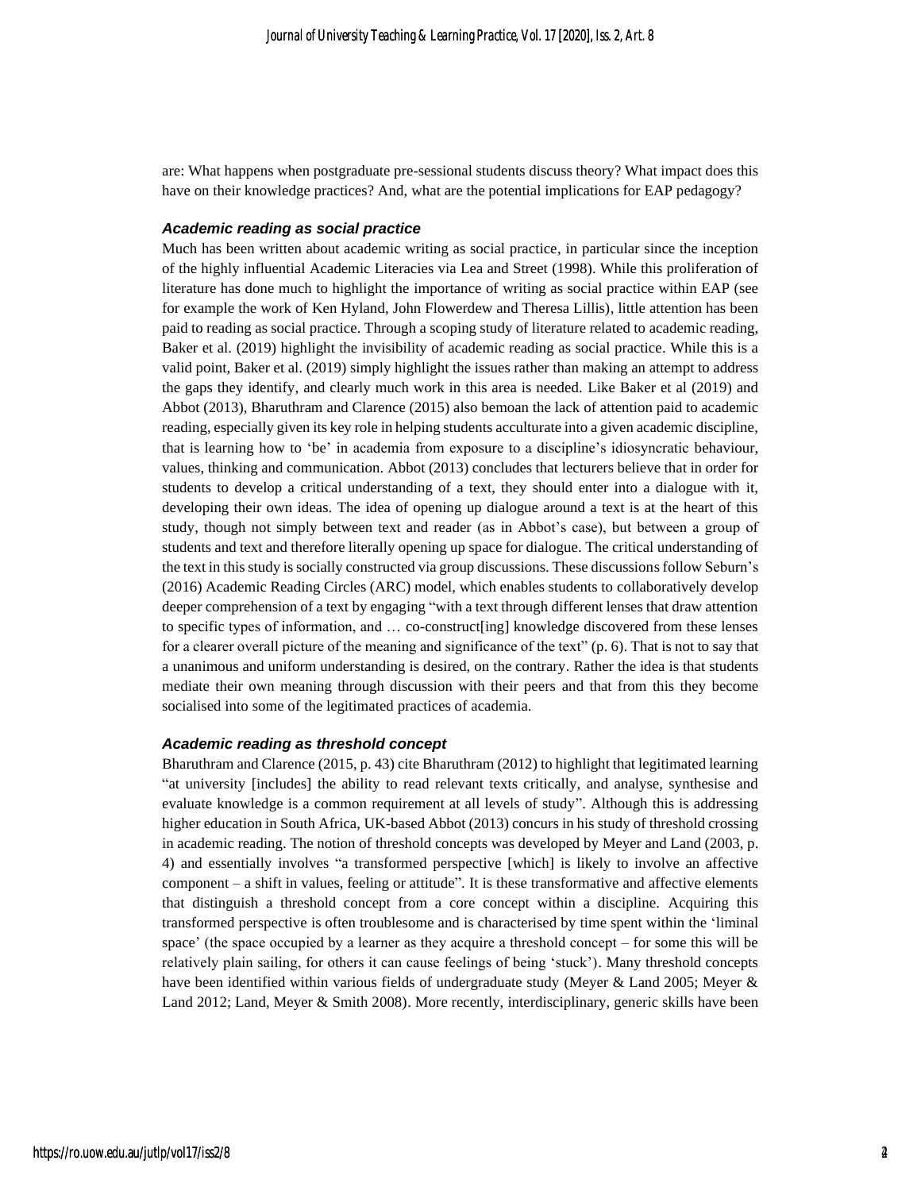are: What happens when postgraduate pre-sessional students discuss theory? What impact does this have on their knowledge practices? And, what are the potential implications for EAP pedagogy?

### *Academic reading as social practice*

Much has been written about academic writing as social practice, in particular since the inception of the highly influential Academic Literacies via Lea and Street (1998). While this proliferation of literature has done much to highlight the importance of writing as social practice within EAP (see for example the work of Ken Hyland, John Flowerdew and Theresa Lillis), little attention has been paid to reading as social practice. Through a scoping study of literature related to academic reading, Baker et al. (2019) highlight the invisibility of academic reading as social practice. While this is a valid point, Baker et al. (2019) simply highlight the issues rather than making an attempt to address the gaps they identify, and clearly much work in this area is needed. Like Baker et al (2019) and Abbot (2013), Bharuthram and Clarence (2015) also bemoan the lack of attention paid to academic reading, especially given its key role in helping students acculturate into a given academic discipline, that is learning how to 'be' in academia from exposure to a discipline's idiosyncratic behaviour, values, thinking and communication. Abbot (2013) concludes that lecturers believe that in order for students to develop a critical understanding of a text, they should enter into a dialogue with it, developing their own ideas. The idea of opening up dialogue around a text is at the heart of this study, though not simply between text and reader (as in Abbot's case), but between a group of students and text and therefore literally opening up space for dialogue. The critical understanding of the text in this study is socially constructed via group discussions. These discussions follow Seburn's (2016) Academic Reading Circles (ARC) model, which enables students to collaboratively develop deeper comprehension of a text by engaging "with a text through different lenses that draw attention to specific types of information, and … co-construct[ing] knowledge discovered from these lenses for a clearer overall picture of the meaning and significance of the text" (p. 6). That is not to say that a unanimous and uniform understanding is desired, on the contrary. Rather the idea is that students mediate their own meaning through discussion with their peers and that from this they become socialised into some of the legitimated practices of academia.

### *Academic reading as threshold concept*

Bharuthram and Clarence (2015, p. 43) cite Bharuthram (2012) to highlight that legitimated learning "at university [includes] the ability to read relevant texts critically, and analyse, synthesise and evaluate knowledge is a common requirement at all levels of study". Although this is addressing higher education in South Africa, UK-based Abbot (2013) concurs in his study of threshold crossing in academic reading. The notion of threshold concepts was developed by Meyer and Land (2003, p. 4) and essentially involves "a transformed perspective [which] is likely to involve an affective component – a shift in values, feeling or attitude". It is these transformative and affective elements that distinguish a threshold concept from a core concept within a discipline. Acquiring this transformed perspective is often troublesome and is characterised by time spent within the 'liminal space' (the space occupied by a learner as they acquire a threshold concept – for some this will be relatively plain sailing, for others it can cause feelings of being 'stuck'). Many threshold concepts have been identified within various fields of undergraduate study (Meyer & Land 2005; Meyer & Land 2012; Land, Meyer & Smith 2008). More recently, interdisciplinary, generic skills have been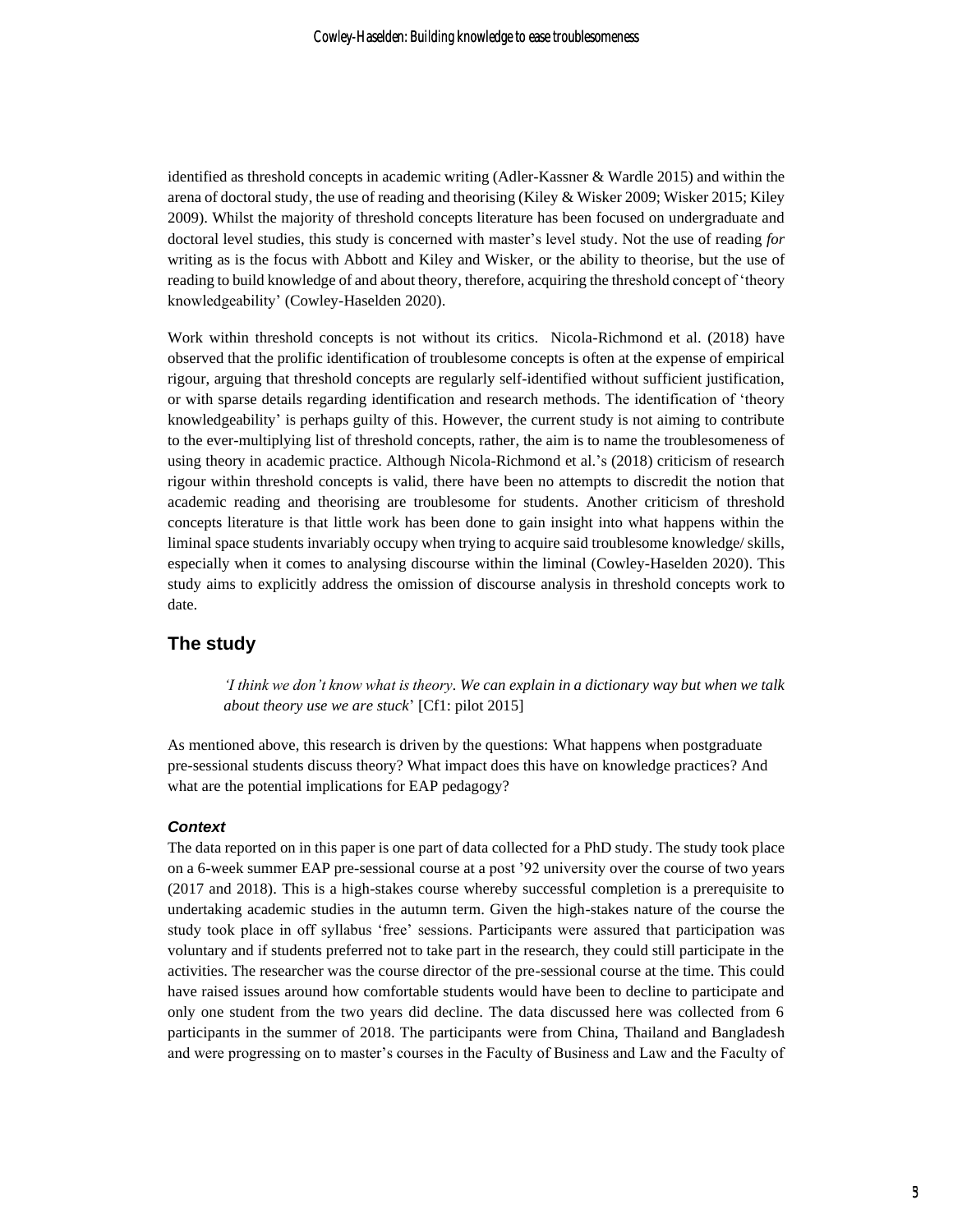identified as threshold concepts in academic writing (Adler-Kassner & Wardle 2015) and within the arena of doctoral study, the use of reading and theorising (Kiley & Wisker 2009; Wisker 2015; Kiley 2009). Whilst the majority of threshold concepts literature has been focused on undergraduate and doctoral level studies, this study is concerned with master's level study. Not the use of reading *for* writing as is the focus with Abbott and Kiley and Wisker, or the ability to theorise, but the use of reading to build knowledge of and about theory, therefore, acquiring the threshold concept of 'theory knowledgeability' (Cowley-Haselden 2020).

Work within threshold concepts is not without its critics. Nicola-Richmond et al. (2018) have observed that the prolific identification of troublesome concepts is often at the expense of empirical rigour, arguing that threshold concepts are regularly self-identified without sufficient justification, or with sparse details regarding identification and research methods. The identification of 'theory knowledgeability' is perhaps guilty of this. However, the current study is not aiming to contribute to the ever-multiplying list of threshold concepts, rather, the aim is to name the troublesomeness of using theory in academic practice. Although Nicola-Richmond et al.'s (2018) criticism of research rigour within threshold concepts is valid, there have been no attempts to discredit the notion that academic reading and theorising are troublesome for students. Another criticism of threshold concepts literature is that little work has been done to gain insight into what happens within the liminal space students invariably occupy when trying to acquire said troublesome knowledge/ skills, especially when it comes to analysing discourse within the liminal (Cowley-Haselden 2020). This study aims to explicitly address the omission of discourse analysis in threshold concepts work to date.

## The study

> *'I think we don't know what is theory. We can explain in a dictionary way but when we talk about theory use we are stuck'* [Cf1: pilot 2015]

As mentioned above, this research is driven by the questions: What happens when postgraduate pre-sessional students discuss theory? What impact does this have on knowledge practices? And what are the potential implications for EAP pedagogy?

### *Context*

The data reported on in this paper is one part of data collected for a PhD study. The study took place on a 6-week summer EAP pre-sessional course at a post '92 university over the course of two years (2017 and 2018). This is a high-stakes course whereby successful completion is a prerequisite to undertaking academic studies in the autumn term. Given the high-stakes nature of the course the study took place in off syllabus 'free' sessions. Participants were assured that participation was voluntary and if students preferred not to take part in the research, they could still participate in the activities. The researcher was the course director of the pre-sessional course at the time. This could have raised issues around how comfortable students would have been to decline to participate and only one student from the two years did decline. The data discussed here was collected from 6 participants in the summer of 2018. The participants were from China, Thailand and Bangladesh and were progressing on to master's courses in the Faculty of Business and Law and the Faculty of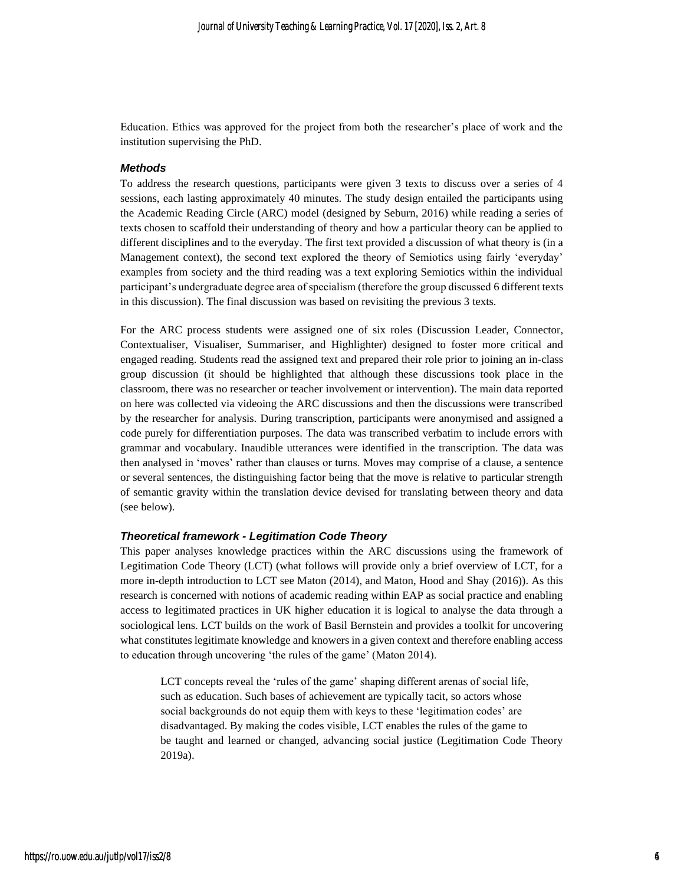Education. Ethics was approved for the project from both the researcher's place of work and the institution supervising the PhD.

### *Methods*

To address the research questions, participants were given 3 texts to discuss over a series of 4 sessions, each lasting approximately 40 minutes. The study design entailed the participants using the Academic Reading Circle (ARC) model (designed by Seburn, 2016) while reading a series of texts chosen to scaffold their understanding of theory and how a particular theory can be applied to different disciplines and to the everyday. The first text provided a discussion of what theory is (in a Management context), the second text explored the theory of Semiotics using fairly 'everyday' examples from society and the third reading was a text exploring Semiotics within the individual participant's undergraduate degree area of specialism (therefore the group discussed 6 different texts in this discussion). The final discussion was based on revisiting the previous 3 texts.

For the ARC process students were assigned one of six roles (Discussion Leader, Connector, Contextualiser, Visualiser, Summariser, and Highlighter) designed to foster more critical and engaged reading. Students read the assigned text and prepared their role prior to joining an in-class group discussion (it should be highlighted that although these discussions took place in the classroom, there was no researcher or teacher involvement or intervention). The main data reported on here was collected via videoing the ARC discussions and then the discussions were transcribed by the researcher for analysis. During transcription, participants were anonymised and assigned a code purely for differentiation purposes. The data was transcribed verbatim to include errors with grammar and vocabulary. Inaudible utterances were identified in the transcription. The data was then analysed in 'moves' rather than clauses or turns. Moves may comprise of a clause, a sentence or several sentences, the distinguishing factor being that the move is relative to particular strength of semantic gravity within the translation device devised for translating between theory and data (see below).

### *Theoretical framework - Legitimation Code Theory*

This paper analyses knowledge practices within the ARC discussions using the framework of Legitimation Code Theory (LCT) (what follows will provide only a brief overview of LCT, for a more in-depth introduction to LCT see Maton (2014), and Maton, Hood and Shay (2016)). As this research is concerned with notions of academic reading within EAP as social practice and enabling access to legitimated practices in UK higher education it is logical to analyse the data through a sociological lens. LCT builds on the work of Basil Bernstein and provides a toolkit for uncovering what constitutes legitimate knowledge and knowers in a given context and therefore enabling access to education through uncovering 'the rules of the game' (Maton 2014).

> LCT concepts reveal the 'rules of the game' shaping different arenas of social life, such as education. Such bases of achievement are typically tacit, so actors whose social backgrounds do not equip them with keys to these 'legitimation codes' are disadvantaged. By making the codes visible, LCT enables the rules of the game to be taught and learned or changed, advancing social justice (Legitimation Code Theory 2019a).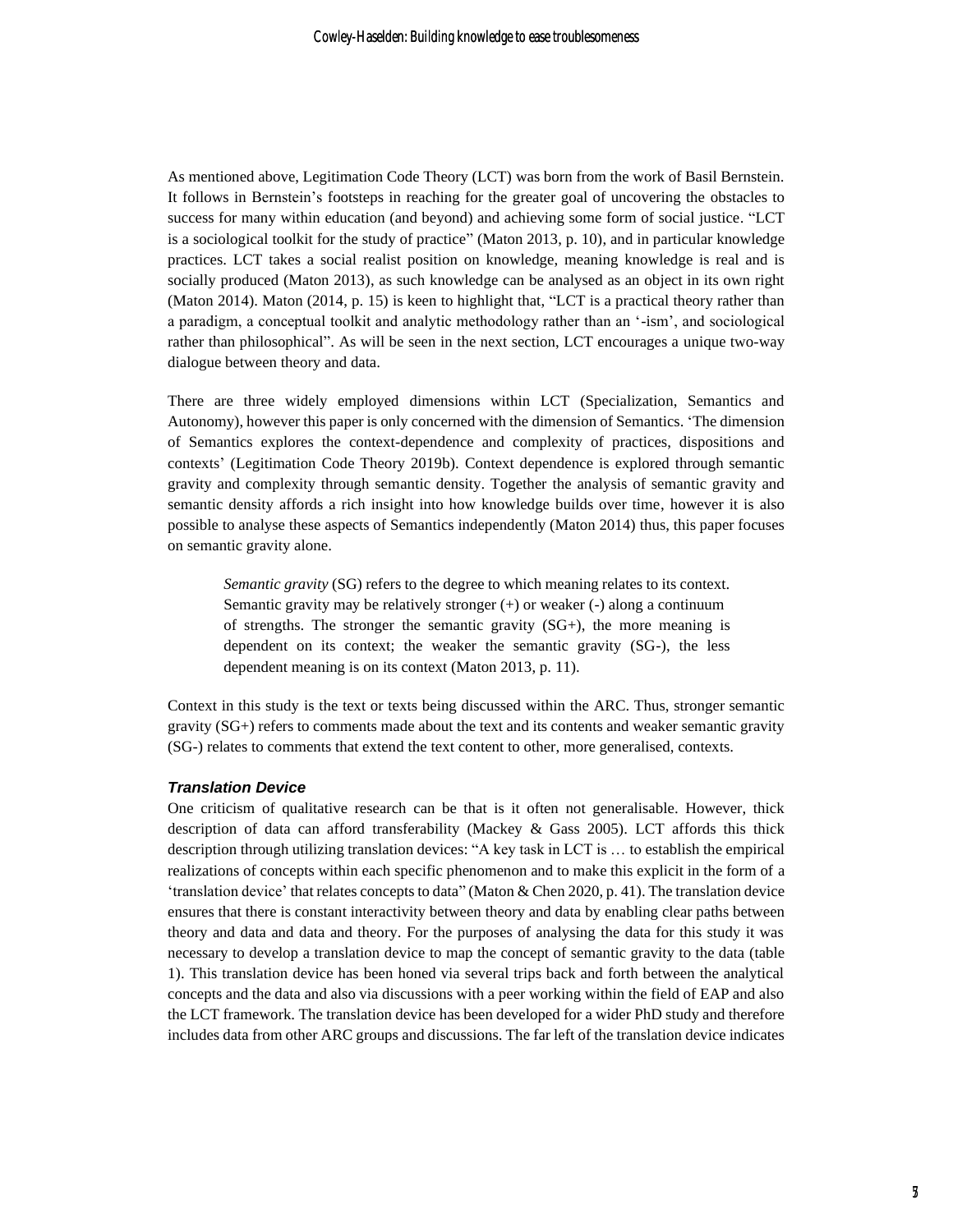As mentioned above, Legitimation Code Theory (LCT) was born from the work of Basil Bernstein. It follows in Bernstein's footsteps in reaching for the greater goal of uncovering the obstacles to success for many within education (and beyond) and achieving some form of social justice. "LCT is a sociological toolkit for the study of practice" (Maton 2013, p. 10), and in particular knowledge practices. LCT takes a social realist position on knowledge, meaning knowledge is real and is socially produced (Maton 2013), as such knowledge can be analysed as an object in its own right (Maton 2014). Maton (2014, p. 15) is keen to highlight that, "LCT is a practical theory rather than a paradigm, a conceptual toolkit and analytic methodology rather than an '-ism', and sociological rather than philosophical". As will be seen in the next section, LCT encourages a unique two-way dialogue between theory and data.

There are three widely employed dimensions within LCT (Specialization, Semantics and Autonomy), however this paper is only concerned with the dimension of Semantics. 'The dimension of Semantics explores the context-dependence and complexity of practices, dispositions and contexts' (Legitimation Code Theory 2019b). Context dependence is explored through semantic gravity and complexity through semantic density. Together the analysis of semantic gravity and semantic density affords a rich insight into how knowledge builds over time, however it is also possible to analyse these aspects of Semantics independently (Maton 2014) thus, this paper focuses on semantic gravity alone.

> *Semantic gravity* (SG) refers to the degree to which meaning relates to its context. Semantic gravity may be relatively stronger (+) or weaker (-) along a continuum of strengths. The stronger the semantic gravity (SG+), the more meaning is dependent on its context; the weaker the semantic gravity (SG-), the less dependent meaning is on its context (Maton 2013, p. 11).

Context in this study is the text or texts being discussed within the ARC. Thus, stronger semantic gravity (SG+) refers to comments made about the text and its contents and weaker semantic gravity (SG-) relates to comments that extend the text content to other, more generalised, contexts.

### *Translation Device*

One criticism of qualitative research can be that is it often not generalisable. However, thick description of data can afford transferability (Mackey & Gass 2005). LCT affords this thick description through utilizing translation devices: "A key task in LCT is … to establish the empirical realizations of concepts within each specific phenomenon and to make this explicit in the form of a 'translation device' that relates concepts to data" (Maton & Chen 2020, p. 41). The translation device ensures that there is constant interactivity between theory and data by enabling clear paths between theory and data and data and theory. For the purposes of analysing the data for this study it was necessary to develop a translation device to map the concept of semantic gravity to the data (table 1). This translation device has been honed via several trips back and forth between the analytical concepts and the data and also via discussions with a peer working within the field of EAP and also the LCT framework. The translation device has been developed for a wider PhD study and therefore includes data from other ARC groups and discussions. The far left of the translation device indicates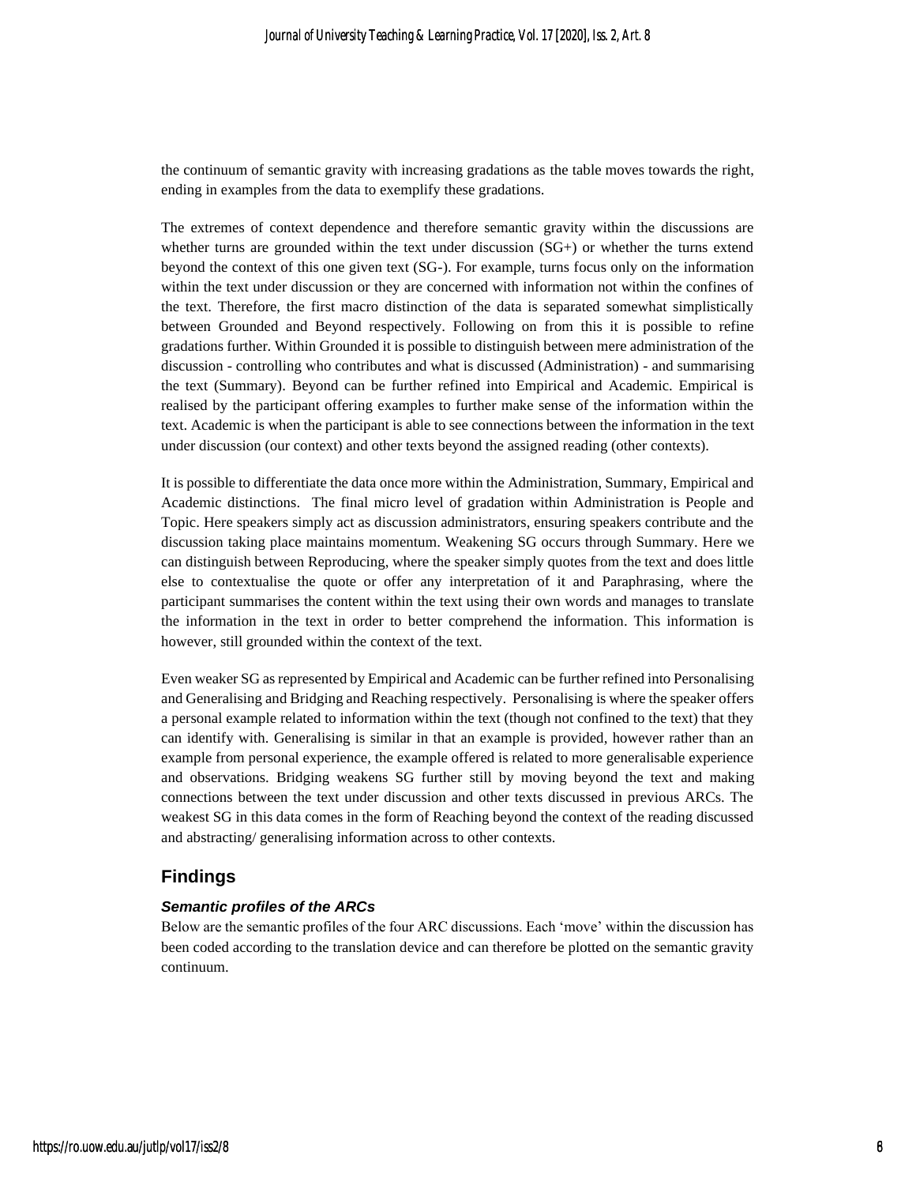the continuum of semantic gravity with increasing gradations as the table moves towards the right, ending in examples from the data to exemplify these gradations.

The extremes of context dependence and therefore semantic gravity within the discussions are whether turns are grounded within the text under discussion (SG+) or whether the turns extend beyond the context of this one given text (SG-). For example, turns focus only on the information within the text under discussion or they are concerned with information not within the confines of the text. Therefore, the first macro distinction of the data is separated somewhat simplistically between Grounded and Beyond respectively. Following on from this it is possible to refine gradations further. Within Grounded it is possible to distinguish between mere administration of the discussion - controlling who contributes and what is discussed (Administration) - and summarising the text (Summary). Beyond can be further refined into Empirical and Academic. Empirical is realised by the participant offering examples to further make sense of the information within the text. Academic is when the participant is able to see connections between the information in the text under discussion (our context) and other texts beyond the assigned reading (other contexts).

It is possible to differentiate the data once more within the Administration, Summary, Empirical and Academic distinctions. The final micro level of gradation within Administration is People and Topic. Here speakers simply act as discussion administrators, ensuring speakers contribute and the discussion taking place maintains momentum. Weakening SG occurs through Summary. Here we can distinguish between Reproducing, where the speaker simply quotes from the text and does little else to contextualise the quote or offer any interpretation of it and Paraphrasing, where the participant summarises the content within the text using their own words and manages to translate the information in the text in order to better comprehend the information. This information is however, still grounded within the context of the text.

Even weaker SG as represented by Empirical and Academic can be further refined into Personalising and Generalising and Bridging and Reaching respectively. Personalising is where the speaker offers a personal example related to information within the text (though not confined to the text) that they can identify with. Generalising is similar in that an example is provided, however rather than an example from personal experience, the example offered is related to more generalisable experience and observations. Bridging weakens SG further still by moving beyond the text and making connections between the text under discussion and other texts discussed in previous ARCs. The weakest SG in this data comes in the form of Reaching beyond the context of the reading discussed and abstracting/ generalising information across to other contexts.

## Findings

### *Semantic profiles of the ARCs*

Below are the semantic profiles of the four ARC discussions. Each 'move' within the discussion has been coded according to the translation device and can therefore be plotted on the semantic gravity continuum.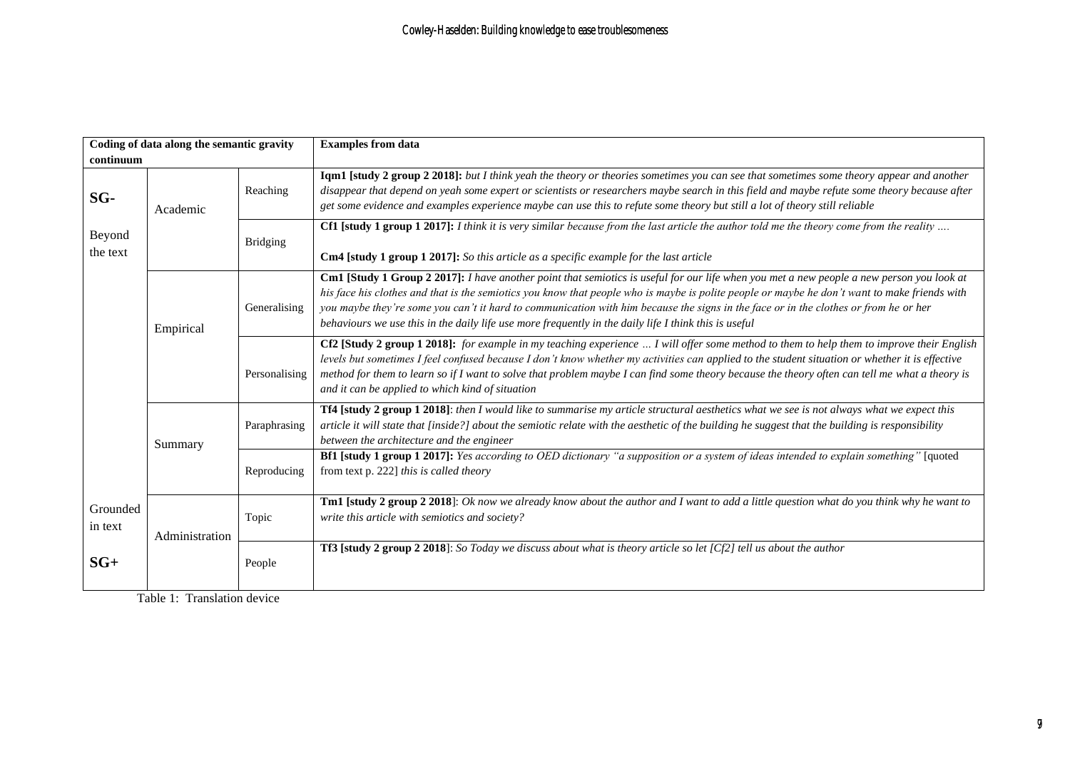| Coding of data along the semantic gravity continuum | | | Examples from data |
|---|---|---|---|
| **SG-** Beyond the text | Academic | Reaching | **Iqm1 [study 2 group 2 2018]:** *but I think yeah the theory or theories sometimes you can see that sometimes some theory appear and another disappear that depend on yeah some expert or scientists or researchers maybe search in this field and maybe refute some theory because after get some evidence and examples experience maybe can use this to refute some theory but still a lot of theory still reliable* |
| | | Bridging | **Cf1 [study 1 group 1 2017]:** *I think it is very similar because from the last article the author told me the theory come from the reality ….* **Cm4 [study 1 group 1 2017]:** *So this article as a specific example for the last article* |
| | Empirical | Generalising | **Cm1 [Study 1 Group 2 2017]:** *I have another point that semiotics is useful for our life when you met a new people a new person you look at his face his clothes and that is the semiotics you know that people who is maybe is polite people or maybe he don't want to make friends with you maybe they're some you can't it hard to communication with him because the signs in the face or in the clothes or from he or her behaviours we use this in the daily life use more frequently in the daily life I think this is useful* |
| | | Personalising | **Cf2 [Study 2 group 1 2018]:** *for example in my teaching experience … I will offer some method to them to help them to improve their English levels but sometimes I feel confused because I don't know whether my activities can applied to the student situation or whether it is effective method for them to learn so if I want to solve that problem maybe I can find some theory because the theory often can tell me what a theory is and it can be applied to which kind of situation* |
| | Summary | Paraphrasing | **Tf4 [study 2 group 1 2018]**: *then I would like to summarise my article structural aesthetics what we see is not always what we expect this article it will state that [inside?] about the semiotic relate with the aesthetic of the building he suggest that the building is responsibility between the architecture and the engineer* |
| | | Reproducing | **Bf1 [study 1 group 1 2017]:** *Yes according to OED dictionary "a supposition or a system of ideas intended to explain something"* [quoted from text p. 222] *this is called theory* |
| Grounded in text **SG+** | Administration | Topic | **Tm1 [study 2 group 2 2018**]: *Ok now we already know about the author and I want to add a little question what do you think why he want to write this article with semiotics and society?* |
| | | People | **Tf3 [study 2 group 2 2018**]: *So Today we discuss about what is theory article so let [Cf2] tell us about the author* |

Table 1: Translation device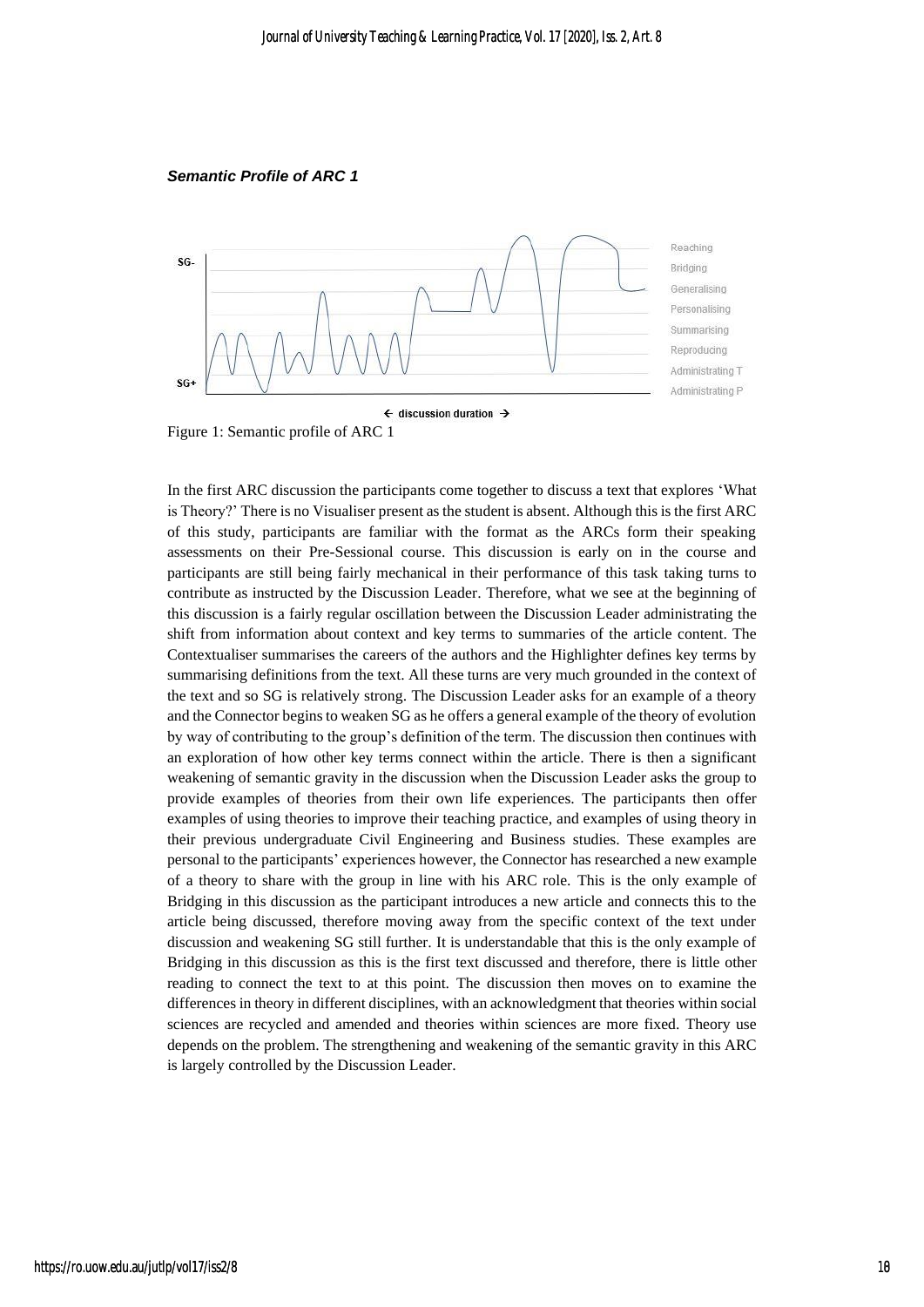***Semantic Profile of ARC 1***

Figure 1: Semantic profile of ARC 1

In the first ARC discussion the participants come together to discuss a text that explores 'What is Theory?' There is no Visualiser present as the student is absent. Although this is the first ARC of this study, participants are familiar with the format as the ARCs form their speaking assessments on their Pre-Sessional course. This discussion is early on in the course and participants are still being fairly mechanical in their performance of this task taking turns to contribute as instructed by the Discussion Leader. Therefore, what we see at the beginning of this discussion is a fairly regular oscillation between the Discussion Leader administrating the shift from information about context and key terms to summaries of the article content. The Contextualiser summarises the careers of the authors and the Highlighter defines key terms by summarising definitions from the text. All these turns are very much grounded in the context of the text and so SG is relatively strong. The Discussion Leader asks for an example of a theory and the Connector begins to weaken SG as he offers a general example of the theory of evolution by way of contributing to the group's definition of the term. The discussion then continues with an exploration of how other key terms connect within the article. There is then a significant weakening of semantic gravity in the discussion when the Discussion Leader asks the group to provide examples of theories from their own life experiences. The participants then offer examples of using theories to improve their teaching practice, and examples of using theory in their previous undergraduate Civil Engineering and Business studies. These examples are personal to the participants' experiences however, the Connector has researched a new example of a theory to share with the group in line with his ARC role. This is the only example of Bridging in this discussion as the participant introduces a new article and connects this to the article being discussed, therefore moving away from the specific context of the text under discussion and weakening SG still further. It is understandable that this is the only example of Bridging in this discussion as this is the first text discussed and therefore, there is little other reading to connect the text to at this point. The discussion then moves on to examine the differences in theory in different disciplines, with an acknowledgment that theories within social sciences are recycled and amended and theories within sciences are more fixed. Theory use depends on the problem. The strengthening and weakening of the semantic gravity in this ARC is largely controlled by the Discussion Leader.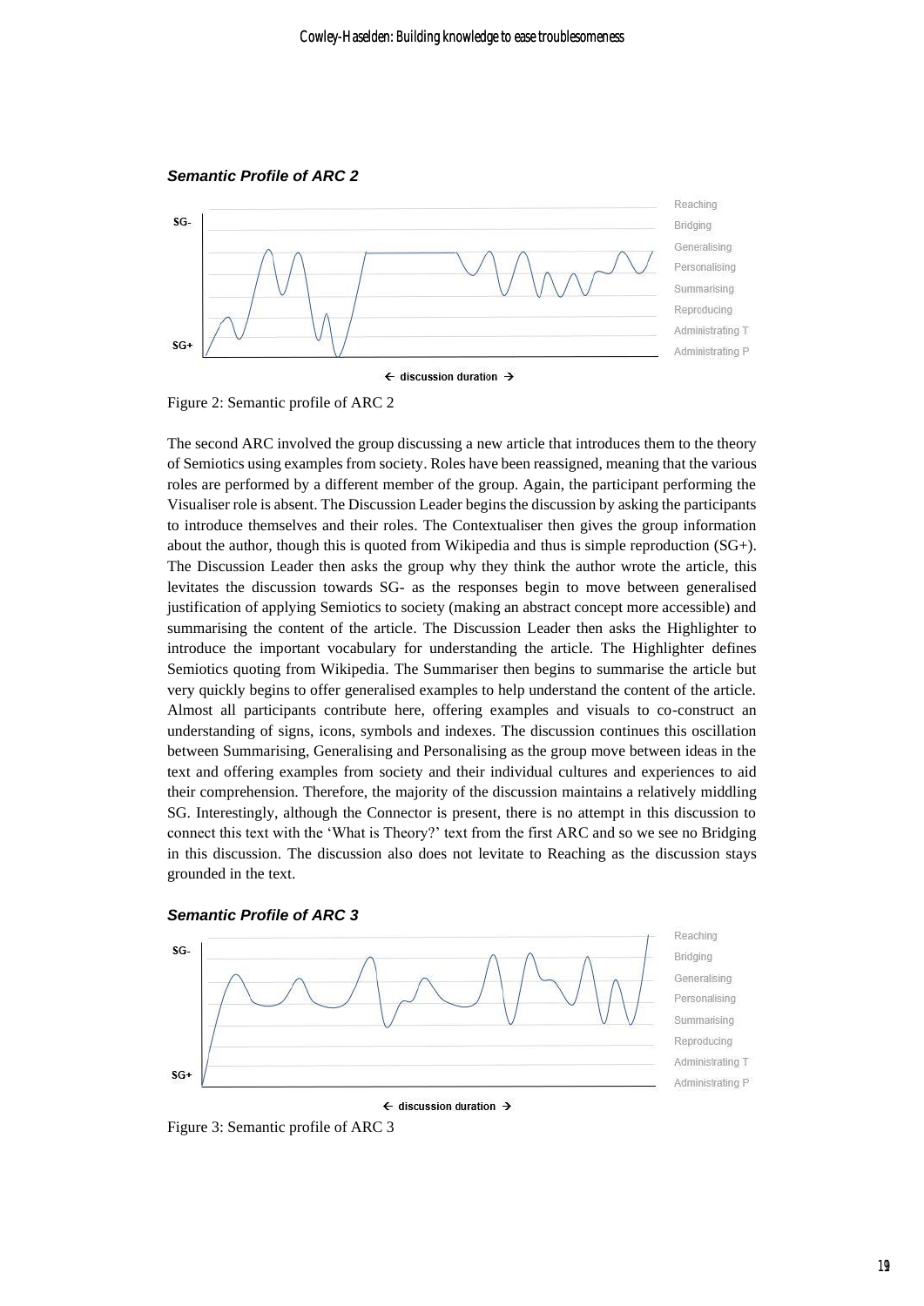***Semantic Profile of ARC 2***

Figure 2: Semantic profile of ARC 2

The second ARC involved the group discussing a new article that introduces them to the theory of Semiotics using examples from society. Roles have been reassigned, meaning that the various roles are performed by a different member of the group. Again, the participant performing the Visualiser role is absent. The Discussion Leader begins the discussion by asking the participants to introduce themselves and their roles. The Contextualiser then gives the group information about the author, though this is quoted from Wikipedia and thus is simple reproduction (SG+). The Discussion Leader then asks the group why they think the author wrote the article, this levitates the discussion towards SG- as the responses begin to move between generalised justification of applying Semiotics to society (making an abstract concept more accessible) and summarising the content of the article. The Discussion Leader then asks the Highlighter to introduce the important vocabulary for understanding the article. The Highlighter defines Semiotics quoting from Wikipedia. The Summariser then begins to summarise the article but very quickly begins to offer generalised examples to help understand the content of the article. Almost all participants contribute here, offering examples and visuals to co-construct an understanding of signs, icons, symbols and indexes. The discussion continues this oscillation between Summarising, Generalising and Personalising as the group move between ideas in the text and offering examples from society and their individual cultures and experiences to aid their comprehension. Therefore, the majority of the discussion maintains a relatively middling SG. Interestingly, although the Connector is present, there is no attempt in this discussion to connect this text with the 'What is Theory?' text from the first ARC and so we see no Bridging in this discussion. The discussion also does not levitate to Reaching as the discussion stays grounded in the text.

***Semantic Profile of ARC 3***

Figure 3: Semantic profile of ARC 3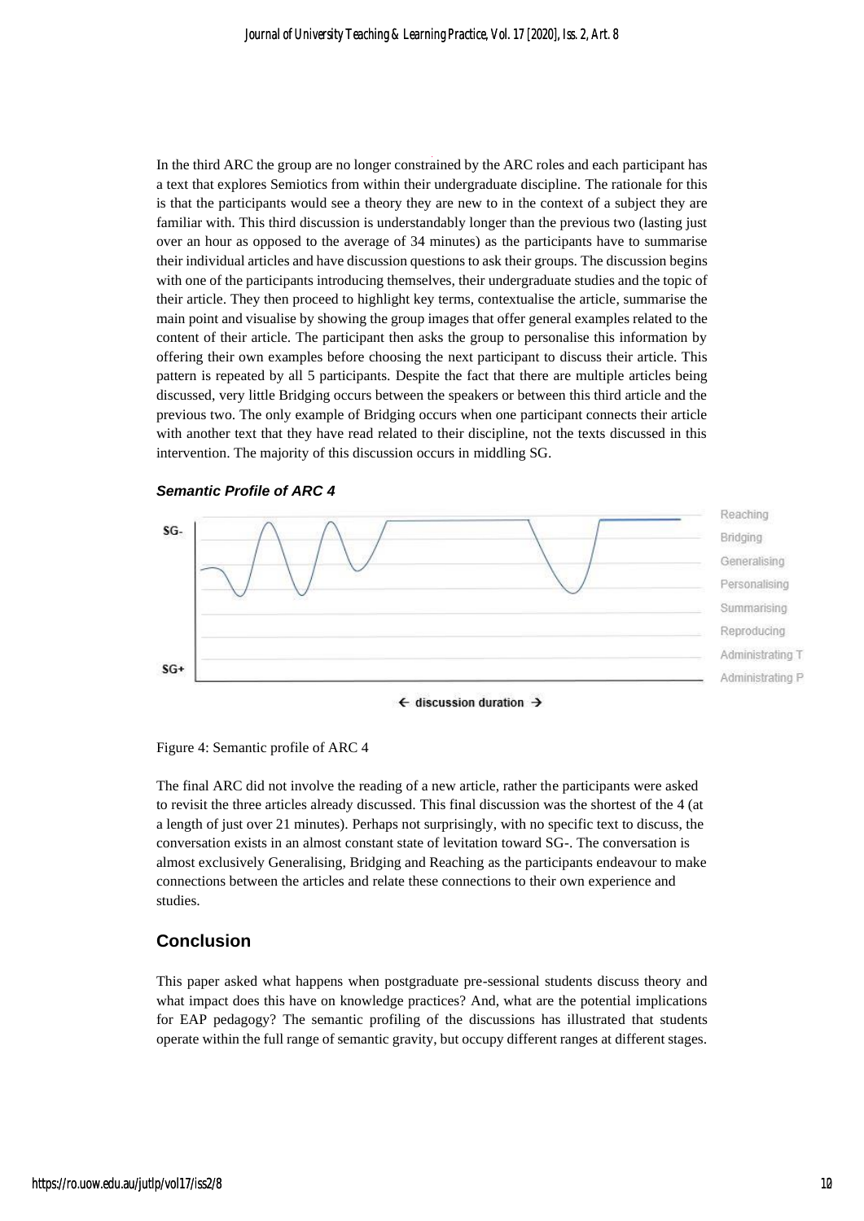In the third ARC the group are no longer constrained by the ARC roles and each participant has a text that explores Semiotics from within their undergraduate discipline. The rationale for this is that the participants would see a theory they are new to in the context of a subject they are familiar with. This third discussion is understandably longer than the previous two (lasting just over an hour as opposed to the average of 34 minutes) as the participants have to summarise their individual articles and have discussion questions to ask their groups. The discussion begins with one of the participants introducing themselves, their undergraduate studies and the topic of their article. They then proceed to highlight key terms, contextualise the article, summarise the main point and visualise by showing the group images that offer general examples related to the content of their article. The participant then asks the group to personalise this information by offering their own examples before choosing the next participant to discuss their article. This pattern is repeated by all 5 participants. Despite the fact that there are multiple articles being discussed, very little Bridging occurs between the speakers or between this third article and the previous two. The only example of Bridging occurs when one participant connects their article with another text that they have read related to their discipline, not the texts discussed in this intervention. The majority of this discussion occurs in middling SG.

***Semantic Profile of ARC 4***

Figure 4: Semantic profile of ARC 4

The final ARC did not involve the reading of a new article, rather the participants were asked to revisit the three articles already discussed. This final discussion was the shortest of the 4 (at a length of just over 21 minutes). Perhaps not surprisingly, with no specific text to discuss, the conversation exists in an almost constant state of levitation toward SG-. The conversation is almost exclusively Generalising, Bridging and Reaching as the participants endeavour to make connections between the articles and relate these connections to their own experience and studies.

## Conclusion

This paper asked what happens when postgraduate pre-sessional students discuss theory and what impact does this have on knowledge practices? And, what are the potential implications for EAP pedagogy? The semantic profiling of the discussions has illustrated that students operate within the full range of semantic gravity, but occupy different ranges at different stages.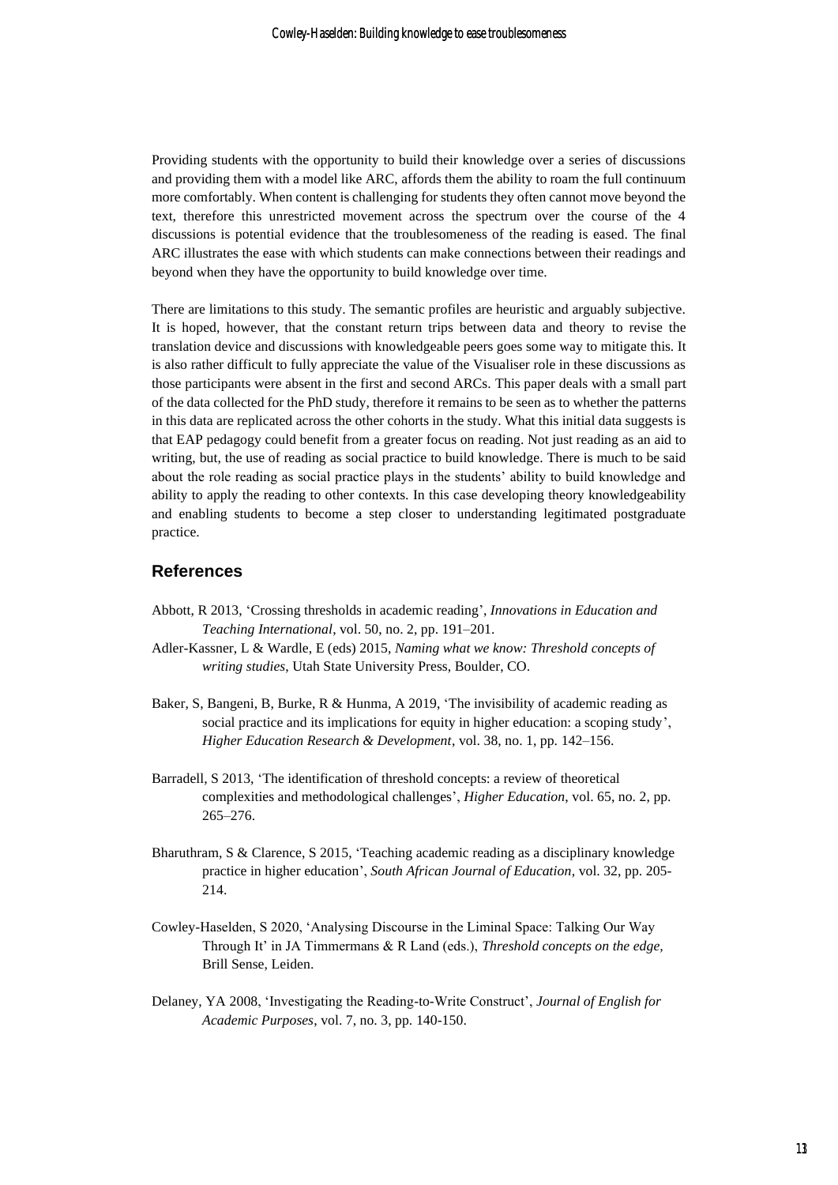Providing students with the opportunity to build their knowledge over a series of discussions and providing them with a model like ARC, affords them the ability to roam the full continuum more comfortably. When content is challenging for students they often cannot move beyond the text, therefore this unrestricted movement across the spectrum over the course of the 4 discussions is potential evidence that the troublesomeness of the reading is eased. The final ARC illustrates the ease with which students can make connections between their readings and beyond when they have the opportunity to build knowledge over time.

There are limitations to this study. The semantic profiles are heuristic and arguably subjective. It is hoped, however, that the constant return trips between data and theory to revise the translation device and discussions with knowledgeable peers goes some way to mitigate this. It is also rather difficult to fully appreciate the value of the Visualiser role in these discussions as those participants were absent in the first and second ARCs. This paper deals with a small part of the data collected for the PhD study, therefore it remains to be seen as to whether the patterns in this data are replicated across the other cohorts in the study. What this initial data suggests is that EAP pedagogy could benefit from a greater focus on reading. Not just reading as an aid to writing, but, the use of reading as social practice to build knowledge. There is much to be said about the role reading as social practice plays in the students' ability to build knowledge and ability to apply the reading to other contexts. In this case developing theory knowledgeability and enabling students to become a step closer to understanding legitimated postgraduate practice.

## References

Abbott, R 2013, 'Crossing thresholds in academic reading', *Innovations in Education and Teaching International*, vol. 50, no. 2, pp. 191–201.

Adler-Kassner, L & Wardle, E (eds) 2015, *Naming what we know: Threshold concepts of writing studies*, Utah State University Press, Boulder, CO.

Baker, S, Bangeni, B, Burke, R & Hunma, A 2019, 'The invisibility of academic reading as social practice and its implications for equity in higher education: a scoping study', *Higher Education Research & Development*, vol. 38, no. 1, pp. 142–156.

Barradell, S 2013, 'The identification of threshold concepts: a review of theoretical complexities and methodological challenges', *Higher Education*, vol. 65, no. 2, pp. 265–276.

Bharuthram, S & Clarence, S 2015, 'Teaching academic reading as a disciplinary knowledge practice in higher education', *South African Journal of Education*, vol. 32, pp. 205-214.

Cowley-Haselden, S 2020, 'Analysing Discourse in the Liminal Space: Talking Our Way Through It' in JA Timmermans & R Land (eds.), *Threshold concepts on the edge*, Brill Sense, Leiden.

Delaney, YA 2008, 'Investigating the Reading-to-Write Construct', *Journal of English for Academic Purposes*, vol. 7, no. 3, pp. 140-150.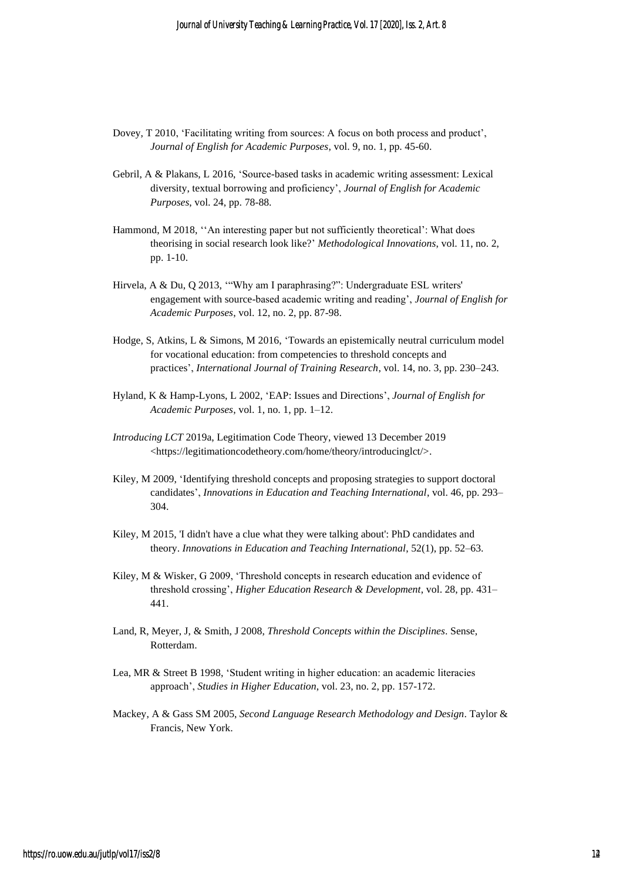Dovey, T 2010, 'Facilitating writing from sources: A focus on both process and product', *Journal of English for Academic Purposes*, vol. 9, no. 1, pp. 45-60.

Gebril, A & Plakans, L 2016, 'Source-based tasks in academic writing assessment: Lexical diversity, textual borrowing and proficiency', *Journal of English for Academic Purposes*, vol. 24, pp. 78-88.

Hammond, M 2018, ''An interesting paper but not sufficiently theoretical': What does theorising in social research look like?' *Methodological Innovations*, vol. 11, no. 2, pp. 1-10.

Hirvela, A & Du, Q 2013, '"Why am I paraphrasing?": Undergraduate ESL writers' engagement with source-based academic writing and reading', *Journal of English for Academic Purposes*, vol. 12, no. 2, pp. 87-98.

Hodge, S, Atkins, L & Simons, M 2016, 'Towards an epistemically neutral curriculum model for vocational education: from competencies to threshold concepts and practices', *International Journal of Training Research*, vol. 14, no. 3, pp. 230–243.

Hyland, K & Hamp-Lyons, L 2002, 'EAP: Issues and Directions', *Journal of English for Academic Purposes*, vol. 1, no. 1, pp. 1–12.

*Introducing LCT* 2019a, Legitimation Code Theory, viewed 13 December 2019 <https://legitimationcodetheory.com/home/theory/introducinglct/>.

Kiley, M 2009, 'Identifying threshold concepts and proposing strategies to support doctoral candidates', *Innovations in Education and Teaching International*, vol. 46, pp. 293–304.

Kiley, M 2015, 'I didn't have a clue what they were talking about': PhD candidates and theory. *Innovations in Education and Teaching International*, 52(1), pp. 52–63.

Kiley, M & Wisker, G 2009, 'Threshold concepts in research education and evidence of threshold crossing', *Higher Education Research & Development*, vol. 28, pp. 431–441.

Land, R, Meyer, J, & Smith, J 2008, *Threshold Concepts within the Disciplines*. Sense, Rotterdam.

Lea, MR & Street B 1998, 'Student writing in higher education: an academic literacies approach', *Studies in Higher Education*, vol. 23, no. 2, pp. 157-172.

Mackey, A & Gass SM 2005, *Second Language Research Methodology and Design*. Taylor & Francis, New York.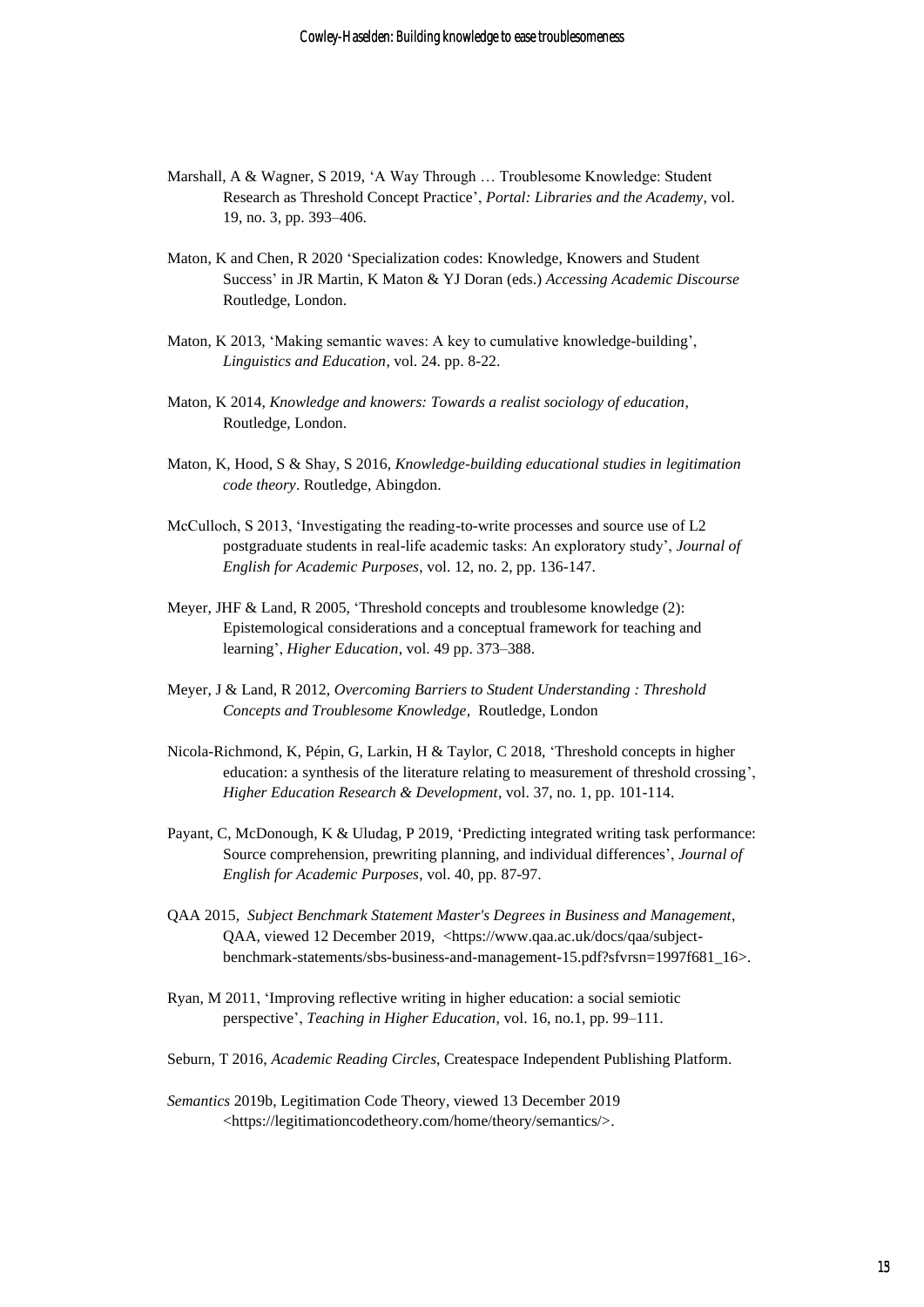Marshall, A & Wagner, S 2019, 'A Way Through … Troublesome Knowledge: Student Research as Threshold Concept Practice', *Portal: Libraries and the Academy*, vol. 19, no. 3, pp. 393–406.

Maton, K and Chen, R 2020 'Specialization codes: Knowledge, Knowers and Student Success' in JR Martin, K Maton & YJ Doran (eds.) *Accessing Academic Discourse* Routledge, London.

Maton, K 2013, 'Making semantic waves: A key to cumulative knowledge-building', *Linguistics and Education*, vol. 24. pp. 8-22.

Maton, K 2014, *Knowledge and knowers: Towards a realist sociology of education*, Routledge, London.

Maton, K, Hood, S & Shay, S 2016, *Knowledge-building educational studies in legitimation code theory*. Routledge, Abingdon.

McCulloch, S 2013, 'Investigating the reading-to-write processes and source use of L2 postgraduate students in real-life academic tasks: An exploratory study', *Journal of English for Academic Purposes*, vol. 12, no. 2, pp. 136-147.

Meyer, JHF & Land, R 2005, 'Threshold concepts and troublesome knowledge (2): Epistemological considerations and a conceptual framework for teaching and learning', *Higher Education*, vol. 49 pp. 373–388.

Meyer, J & Land, R 2012, *Overcoming Barriers to Student Understanding : Threshold Concepts and Troublesome Knowledge*, Routledge, London

Nicola-Richmond, K, Pépin, G, Larkin, H & Taylor, C 2018, 'Threshold concepts in higher education: a synthesis of the literature relating to measurement of threshold crossing', *Higher Education Research & Development*, vol. 37, no. 1, pp. 101-114.

Payant, C, McDonough, K & Uludag, P 2019, 'Predicting integrated writing task performance: Source comprehension, prewriting planning, and individual differences', *Journal of English for Academic Purposes*, vol. 40, pp. 87-97.

QAA 2015, *Subject Benchmark Statement Master's Degrees in Business and Management*, QAA, viewed 12 December 2019, <https://www.qaa.ac.uk/docs/qaa/subject-benchmark-statements/sbs-business-and-management-15.pdf?sfvrsn=1997f681_16>.

Ryan, M 2011, 'Improving reflective writing in higher education: a social semiotic perspective', *Teaching in Higher Education*, vol. 16, no.1, pp. 99–111.

Seburn, T 2016, *Academic Reading Circles*, Createspace Independent Publishing Platform.

*Semantics* 2019b, Legitimation Code Theory, viewed 13 December 2019 <https://legitimationcodetheory.com/home/theory/semantics/>.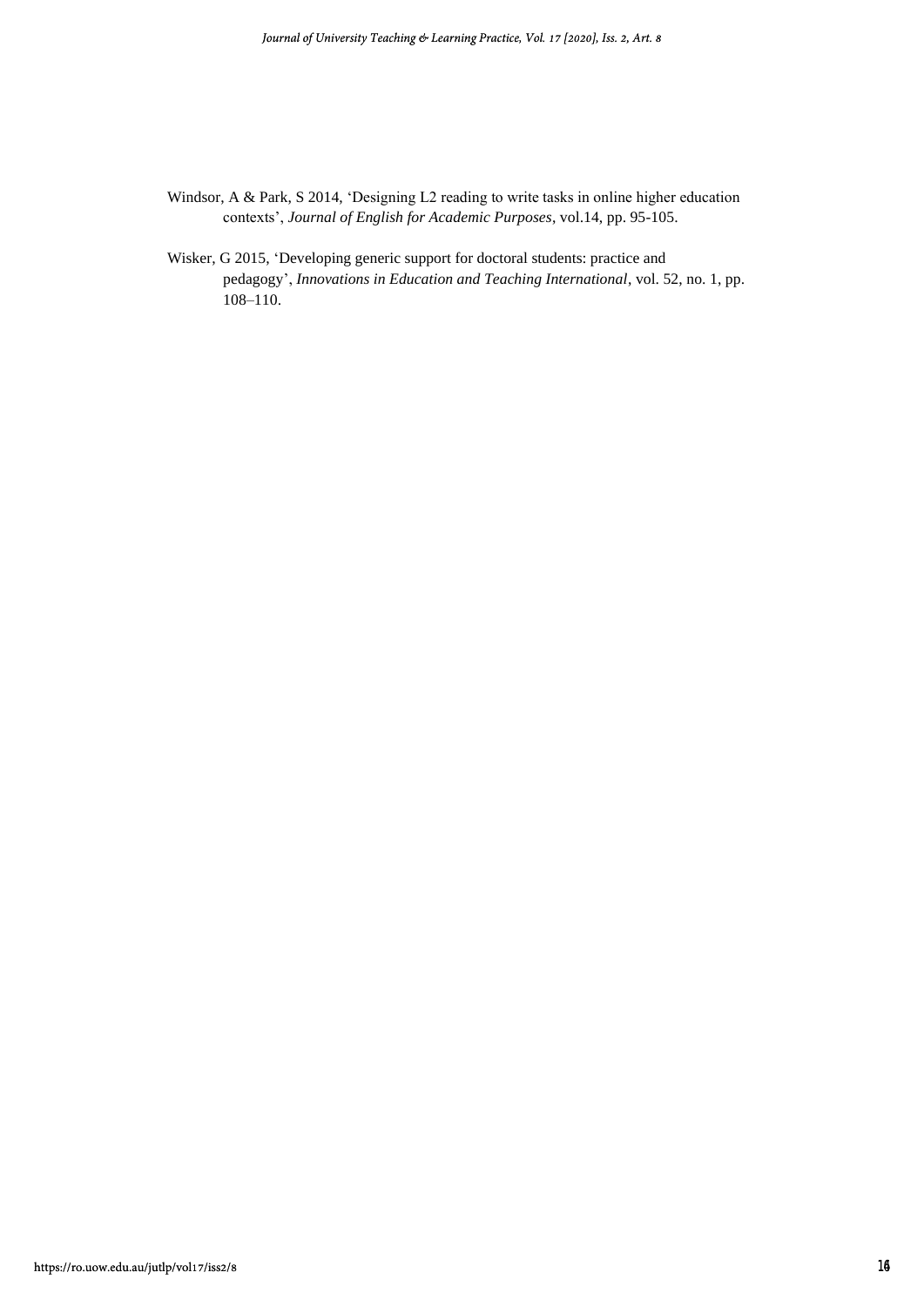Windsor, A & Park, S 2014, 'Designing L2 reading to write tasks in online higher education contexts', *Journal of English for Academic Purposes*, vol.14, pp. 95-105.

Wisker, G 2015, 'Developing generic support for doctoral students: practice and pedagogy', *Innovations in Education and Teaching International*, vol. 52, no. 1, pp. 108–110.